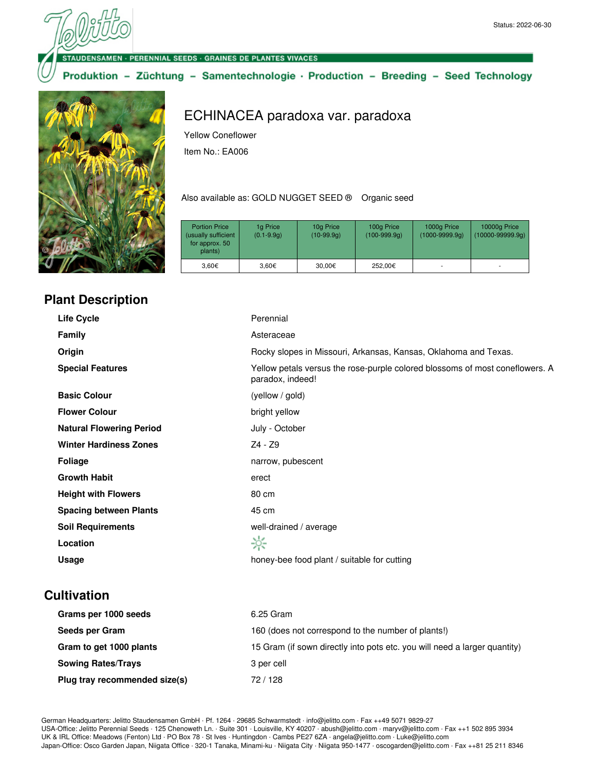Status: 2022-06-30

STAUDENSAMEN · PERENNIAL SEEDS · GRAINES DE PLANTES VIVACES

Produktion – Züchtung – Samentechnologie · Production – Breeding – Seed Technology

# ECHINACEA paradoxa var. paradoxa

Yellow Coneflower

Item No.: EA006

Also available as: GOLD NUGGET SEED ®    Organic seed

| Portion Price (usually sufficient for approx. 50 plants) | 1g Price (0.1-9.9g) | 10g Price (10-99.9g) | 100g Price (100-999.9g) | 1000g Price (1000-9999.9g) | 10000g Price (10000-99999.9g) |
|---|---|---|---|---|---|
| 3,60€ | 3,60€ | 30,00€ | 252,00€ | - | - |

## Plant Description

| | |
|---|---|
| **Life Cycle** | Perennial |
| **Family** | Asteraceae |
| **Origin** | Rocky slopes in Missouri, Arkansas, Kansas, Oklahoma and Texas. |
| **Special Features** | Yellow petals versus the rose-purple colored blossoms of most coneflowers. A paradox, indeed! |
| **Basic Colour** | (yellow / gold) |
| **Flower Colour** | bright yellow |
| **Natural Flowering Period** | July - October |
| **Winter Hardiness Zones** | Z4 - Z9 |
| **Foliage** | narrow, pubescent |
| **Growth Habit** | erect |
| **Height with Flowers** | 80 cm |
| **Spacing between Plants** | 45 cm |
| **Soil Requirements** | well-drained / average |
| **Location** | ☼ |
| **Usage** | honey-bee food plant / suitable for cutting |

## Cultivation

| | |
|---|---|
| **Grams per 1000 seeds** | 6.25 Gram |
| **Seeds per Gram** | 160 (does not correspond to the number of plants!) |
| **Gram to get 1000 plants** | 15 Gram (if sown directly into pots etc. you will need a larger quantity) |
| **Sowing Rates/Trays** | 3 per cell |
| **Plug tray recommended size(s)** | 72 / 128 |

German Headquarters: Jelitto Staudensamen GmbH · Pf. 1264 · 29685 Schwarmstedt · info@jelitto.com · Fax ++49 5071 9829-27
USA-Office: Jelitto Perennial Seeds · 125 Chenoweth Ln. · Suite 301 · Louisville, KY 40207 · abush@jelitto.com · maryv@jelitto.com · Fax ++1 502 895 3934
UK & IRL Office: Meadows (Fenton) Ltd · PO Box 78 · St Ives · Huntingdon · Cambs PE27 6ZA · angela@jelitto.com · Luke@jelitto.com
Japan-Office: Osco Garden Japan, Niigata Office · 320-1 Tanaka, Minami-ku · Niigata City · Niigata 950-1477 · oscogarden@jelitto.com · Fax ++81 25 211 8346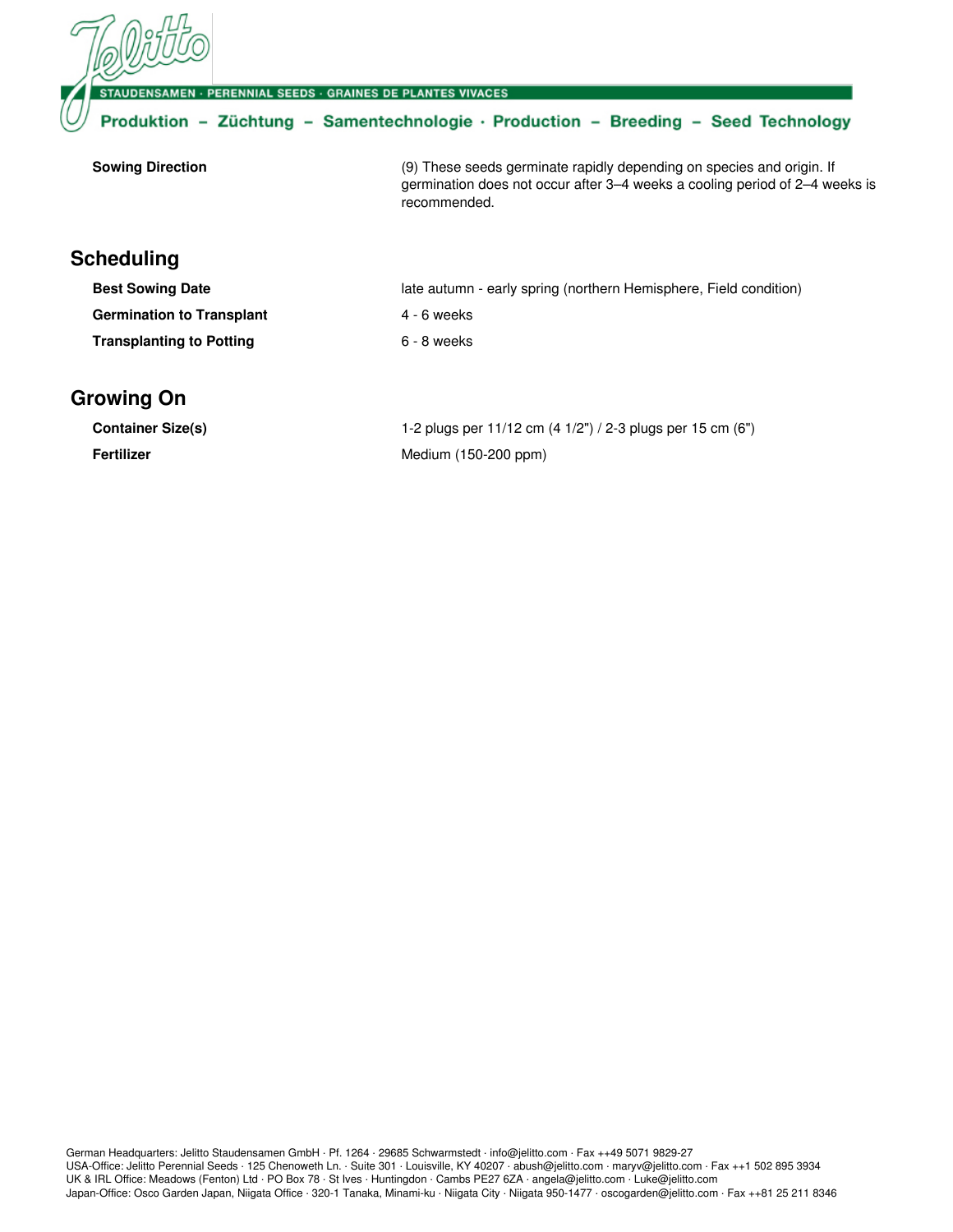**Sowing Direction**

(9) These seeds germinate rapidly depending on species and origin. If germination does not occur after 3–4 weeks a cooling period of 2–4 weeks is recommended.

## Scheduling

| | |
|---|---|
| **Best Sowing Date** | late autumn - early spring (northern Hemisphere, Field condition) |
| **Germination to Transplant** | 4 - 6 weeks |
| **Transplanting to Potting** | 6 - 8 weeks |

## Growing On

| | |
|---|---|
| **Container Size(s)** | 1-2 plugs per 11/12 cm (4 1/2") / 2-3 plugs per 15 cm (6") |
| **Fertilizer** | Medium (150-200 ppm) |